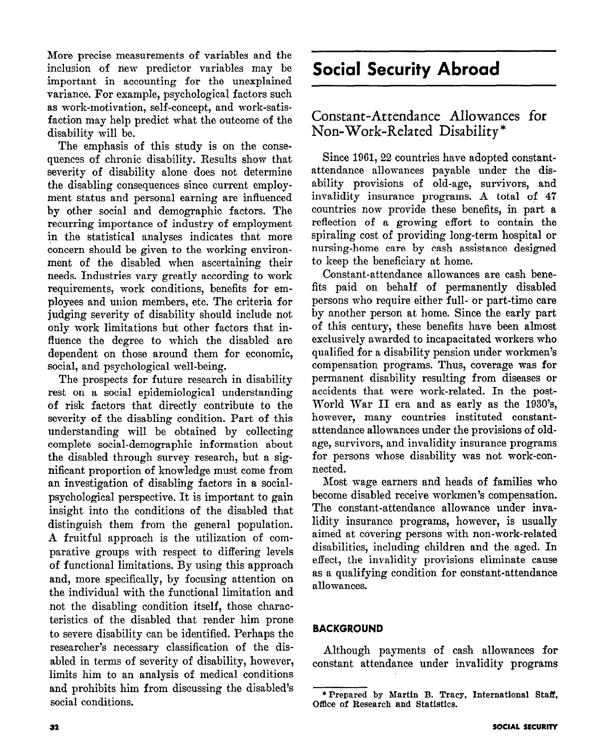More precise measurements of variables and the inclusion of new predictor variables may be important in accounting for the unexplained variance. For example, psychological factors such as work-motivation, self-concept, and work-satisfaction may help predict what the outcome of the disability will be.

The emphasis of this study is on the consequences of chronic disability. Results show that severity of disability alone does not determine the disabling consequences since current employment status and personal earning are influenced by other social and demographic factors. The recurring importance of industry of employment in the statistical analyses indicates that more concern should be given to the working environment of the disabled when ascertaining their needs. Industries vary greatly according to work requirements, work conditions, benefits for employees and union members, etc. The criteria for judging severity of disability should include not only work limitations but other factors that influence the degree to which the disabled are dependent on those around them for economic, social, and psychological well-being.

The prospects for future research in disability rest on a social epidemiological understanding of risk factors that directly contribute to the severity of the disabling condition. Part of this understanding will be obtained by collecting complete social-demographic information about the disabled through survey research, but a significant proportion of knowledge must come from an investigation of disabling factors in a social-psychological perspective. It is important to gain insight into the conditions of the disabled that distinguish them from the general population. A fruitful approach is the utilization of comparative groups with respect to differing levels of functional limitations. By using this approach and, more specifically, by focusing attention on the individual with the functional limitation and not the disabling condition itself, those characteristics of the disabled that render him prone to severe disability can be identified. Perhaps the researcher's necessary classification of the disabled in terms of severity of disability, however, limits him to an analysis of medical conditions and prohibits him from discussing the disabled's social conditions.

# Social Security Abroad

## Constant-Attendance Allowances for Non-Work-Related Disability*

Since 1961, 22 countries have adopted constant-attendance allowances payable under the disability provisions of old-age, survivors, and invalidity insurance programs. A total of 47 countries now provide these benefits, in part a reflection of a growing effort to contain the spiraling cost of providing long-term hospital or nursing-home care by cash assistance designed to keep the beneficiary at home.

Constant-attendance allowances are cash benefits paid on behalf of permanently disabled persons who require either full- or part-time care by another person at home. Since the early part of this century, these benefits have been almost exclusively awarded to incapacitated workers who qualified for a disability pension under workmen's compensation programs. Thus, coverage was for permanent disability resulting from diseases or accidents that were work-related. In the post-World War II era and as early as the 1930's, however, many countries instituted constant-attendance allowances under the provisions of old-age, survivors, and invalidity insurance programs for persons whose disability was not work-connected.

Most wage earners and heads of families who become disabled receive workmen's compensation. The constant-attendance allowance under invalidity insurance programs, however, is usually aimed at covering persons with non-work-related disabilities, including children and the aged. In effect, the invalidity provisions eliminate cause as a qualifying condition for constant-attendance allowances.

### BACKGROUND

Although payments of cash allowances for constant attendance under invalidity programs

* Prepared by Martin B. Tracy, International Staff, Office of Research and Statistics.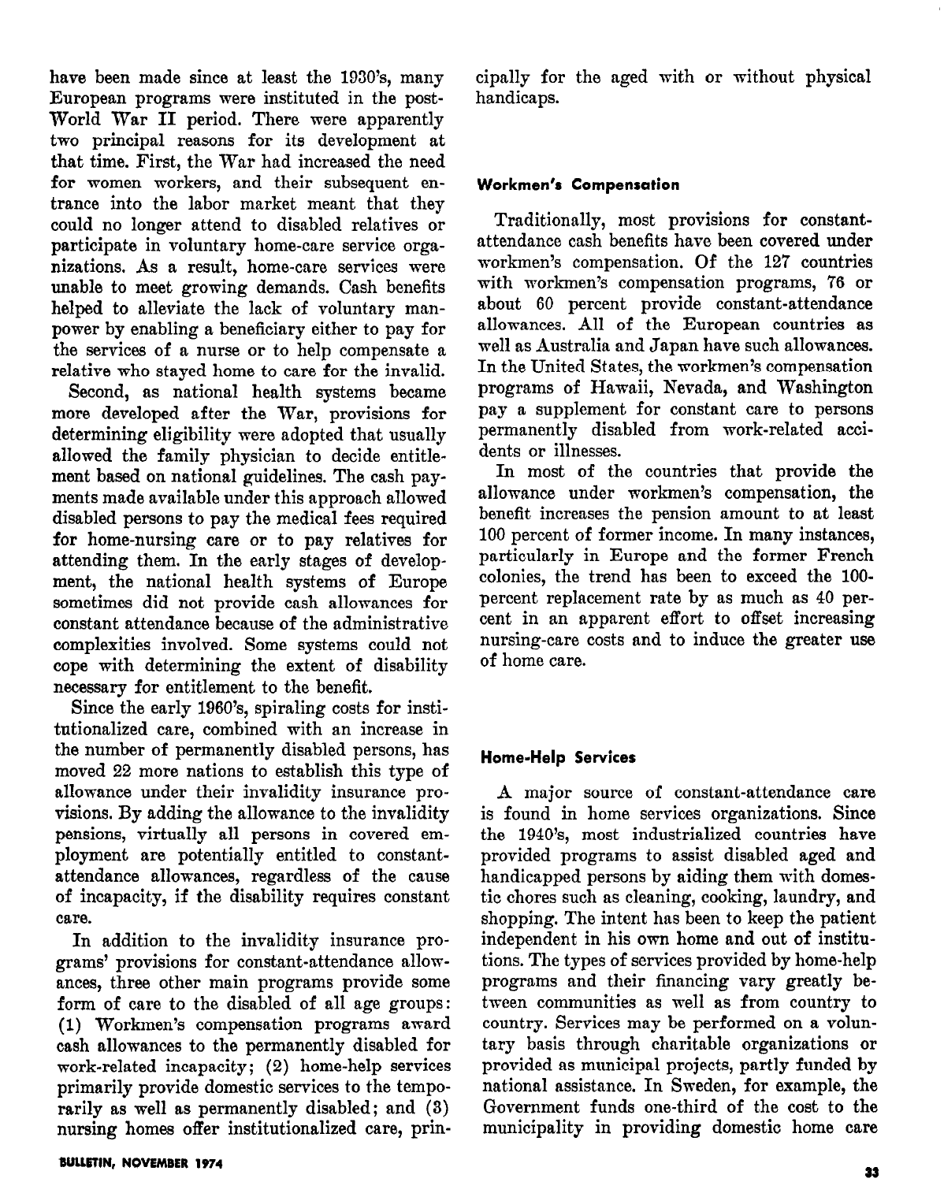have been made since at least the 1930's, many European programs were instituted in the post-World War II period. There were apparently two principal reasons for its development at that time. First, the War had increased the need for women workers, and their subsequent entrance into the labor market meant that they could no longer attend to disabled relatives or participate in voluntary home-care service organizations. As a result, home-care services were unable to meet growing demands. Cash benefits helped to alleviate the lack of voluntary manpower by enabling a beneficiary either to pay for the services of a nurse or to help compensate a relative who stayed home to care for the invalid.

Second, as national health systems became more developed after the War, provisions for determining eligibility were adopted that usually allowed the family physician to decide entitlement based on national guidelines. The cash payments made available under this approach allowed disabled persons to pay the medical fees required for home-nursing care or to pay relatives for attending them. In the early stages of development, the national health systems of Europe sometimes did not provide cash allowances for constant attendance because of the administrative complexities involved. Some systems could not cope with determining the extent of disability necessary for entitlement to the benefit.

Since the early 1960's, spiraling costs for institutionalized care, combined with an increase in the number of permanently disabled persons, has moved 22 more nations to establish this type of allowance under their invalidity insurance provisions. By adding the allowance to the invalidity pensions, virtually all persons in covered employment are potentially entitled to constant-attendance allowances, regardless of the cause of incapacity, if the disability requires constant care.

In addition to the invalidity insurance programs' provisions for constant-attendance allowances, three other main programs provide some form of care to the disabled of all age groups: (1) Workmen's compensation programs award cash allowances to the permanently disabled for work-related incapacity; (2) home-help services primarily provide domestic services to the temporarily as well as permanently disabled; and (3) nursing homes offer institutionalized care, principally for the aged with or without physical handicaps.

#### Workmen's Compensation

Traditionally, most provisions for constant-attendance cash benefits have been covered under workmen's compensation. Of the 127 countries with workmen's compensation programs, 76 or about 60 percent provide constant-attendance allowances. All of the European countries as well as Australia and Japan have such allowances. In the United States, the workmen's compensation programs of Hawaii, Nevada, and Washington pay a supplement for constant care to persons permanently disabled from work-related accidents or illnesses.

In most of the countries that provide the allowance under workmen's compensation, the benefit increases the pension amount to at least 100 percent of former income. In many instances, particularly in Europe and the former French colonies, the trend has been to exceed the 100-percent replacement rate by as much as 40 percent in an apparent effort to offset increasing nursing-care costs and to induce the greater use of home care.

#### Home-Help Services

A major source of constant-attendance care is found in home services organizations. Since the 1940's, most industrialized countries have provided programs to assist disabled aged and handicapped persons by aiding them with domestic chores such as cleaning, cooking, laundry, and shopping. The intent has been to keep the patient independent in his own home and out of institutions. The types of services provided by home-help programs and their financing vary greatly between communities as well as from country to country. Services may be performed on a voluntary basis through charitable organizations or provided as municipal projects, partly funded by national assistance. In Sweden, for example, the Government funds one-third of the cost to the municipality in providing domestic home care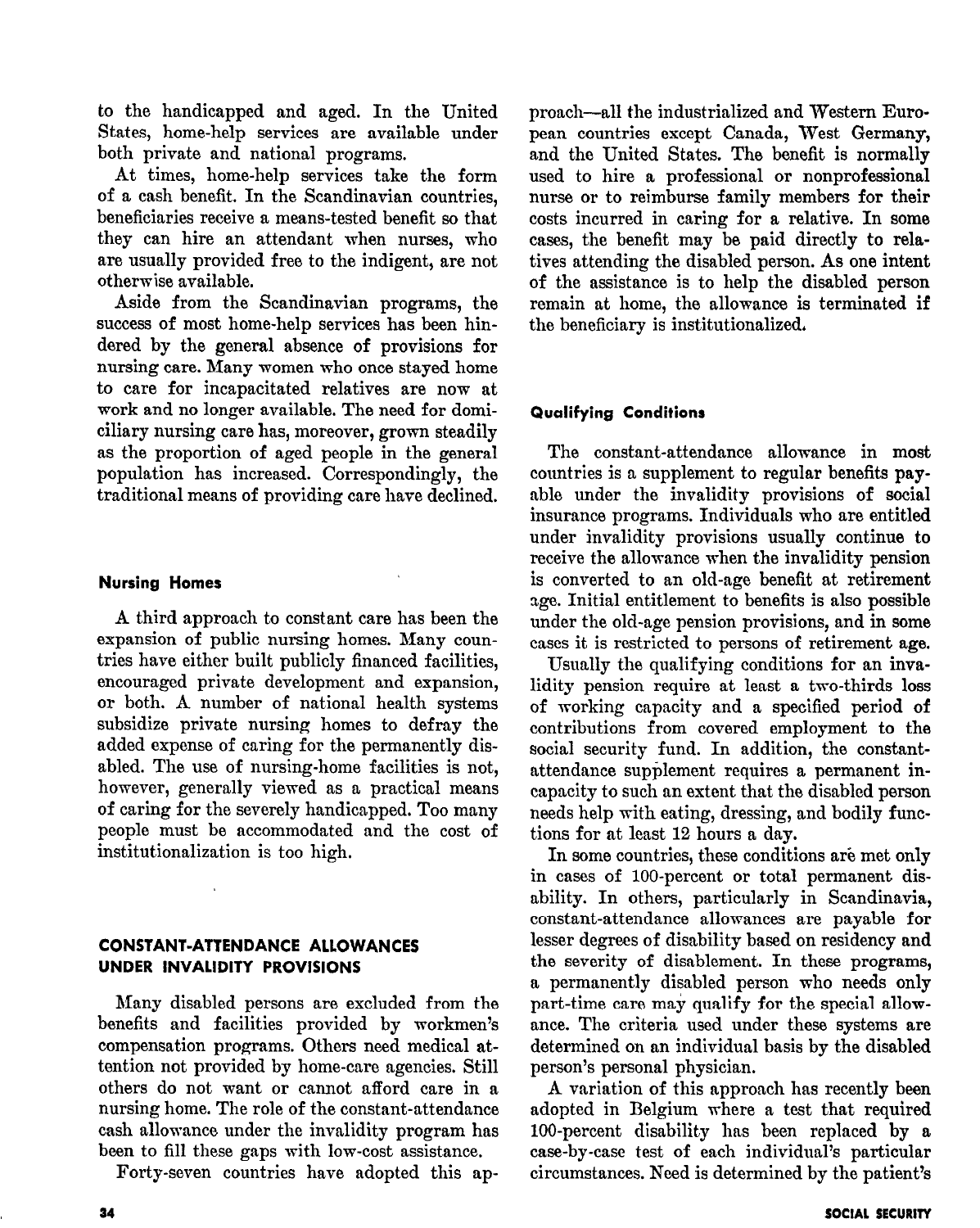to the handicapped and aged. In the United States, home-help services are available under both private and national programs.

At times, home-help services take the form of a cash benefit. In the Scandinavian countries, beneficiaries receive a means-tested benefit so that they can hire an attendant when nurses, who are usually provided free to the indigent, are not otherwise available.

Aside from the Scandinavian programs, the success of most home-help services has been hindered by the general absence of provisions for nursing care. Many women who once stayed home to care for incapacitated relatives are now at work and no longer available. The need for domiciliary nursing care has, moreover, grown steadily as the proportion of aged people in the general population has increased. Correspondingly, the traditional means of providing care have declined.

### Nursing Homes

A third approach to constant care has been the expansion of public nursing homes. Many countries have either built publicly financed facilities, encouraged private development and expansion, or both. A number of national health systems subsidize private nursing homes to defray the added expense of caring for the permanently disabled. The use of nursing-home facilities is not, however, generally viewed as a practical means of caring for the severely handicapped. Too many people must be accommodated and the cost of institutionalization is too high.

## CONSTANT-ATTENDANCE ALLOWANCES UNDER INVALIDITY PROVISIONS

Many disabled persons are excluded from the benefits and facilities provided by workmen's compensation programs. Others need medical attention not provided by home-care agencies. Still others do not want or cannot afford care in a nursing home. The role of the constant-attendance cash allowance under the invalidity program has been to fill these gaps with low-cost assistance.

Forty-seven countries have adopted this approach—all the industrialized and Western European countries except Canada, West Germany, and the United States. The benefit is normally used to hire a professional or nonprofessional nurse or to reimburse family members for their costs incurred in caring for a relative. In some cases, the benefit may be paid directly to relatives attending the disabled person. As one intent of the assistance is to help the disabled person remain at home, the allowance is terminated if the beneficiary is institutionalized.

### Qualifying Conditions

The constant-attendance allowance in most countries is a supplement to regular benefits payable under the invalidity provisions of social insurance programs. Individuals who are entitled under invalidity provisions usually continue to receive the allowance when the invalidity pension is converted to an old-age benefit at retirement age. Initial entitlement to benefits is also possible under the old-age pension provisions, and in some cases it is restricted to persons of retirement age.

Usually the qualifying conditions for an invalidity pension require at least a two-thirds loss of working capacity and a specified period of contributions from covered employment to the social security fund. In addition, the constant-attendance supplement requires a permanent incapacity to such an extent that the disabled person needs help with eating, dressing, and bodily functions for at least 12 hours a day.

In some countries, these conditions are met only in cases of 100-percent or total permanent disability. In others, particularly in Scandinavia, constant-attendance allowances are payable for lesser degrees of disability based on residency and the severity of disablement. In these programs, a permanently disabled person who needs only part-time care may qualify for the special allowance. The criteria used under these systems are determined on an individual basis by the disabled person's personal physician.

A variation of this approach has recently been adopted in Belgium where a test that required 100-percent disability has been replaced by a case-by-case test of each individual's particular circumstances. Need is determined by the patient's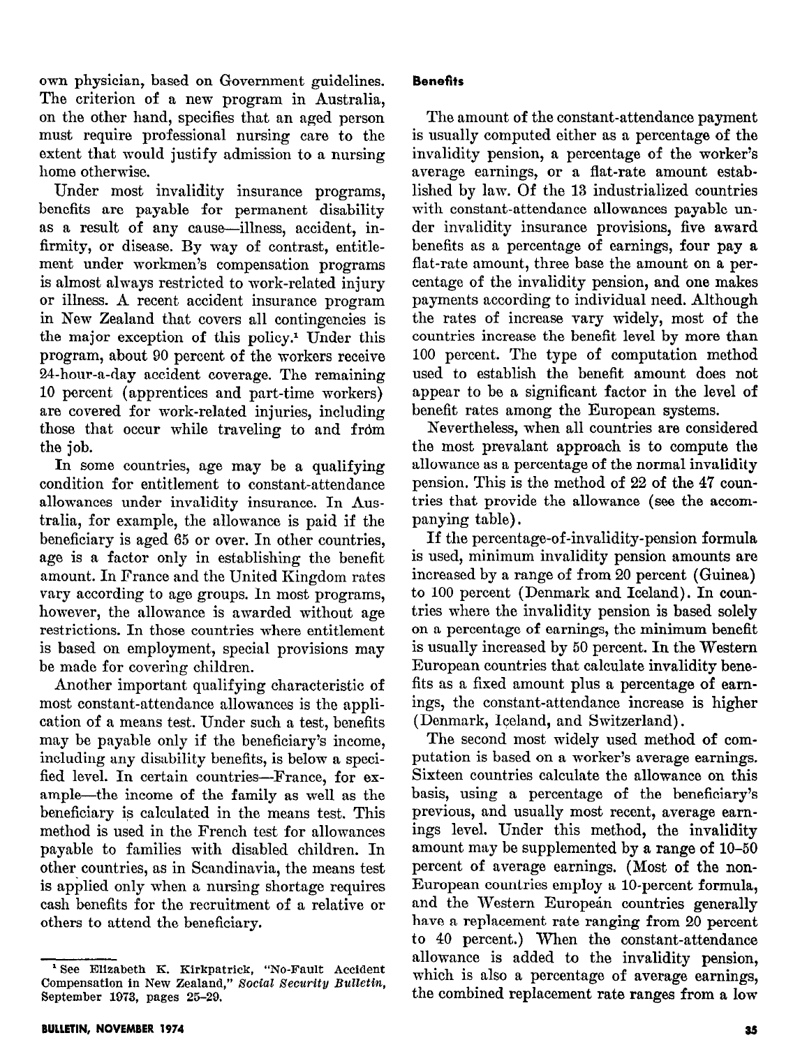own physician, based on Government guidelines. The criterion of a new program in Australia, on the other hand, specifies that an aged person must require professional nursing care to the extent that would justify admission to a nursing home otherwise.

Under most invalidity insurance programs, benefits are payable for permanent disability as a result of any cause—illness, accident, infirmity, or disease. By way of contrast, entitlement under workmen's compensation programs is almost always restricted to work-related injury or illness. A recent accident insurance program in New Zealand that covers all contingencies is the major exception of this policy.[1] Under this program, about 90 percent of the workers receive 24-hour-a-day accident coverage. The remaining 10 percent (apprentices and part-time workers) are covered for work-related injuries, including those that occur while traveling to and from the job.

In some countries, age may be a qualifying condition for entitlement to constant-attendance allowances under invalidity insurance. In Australia, for example, the allowance is paid if the beneficiary is aged 65 or over. In other countries, age is a factor only in establishing the benefit amount. In France and the United Kingdom rates vary according to age groups. In most programs, however, the allowance is awarded without age restrictions. In those countries where entitlement is based on employment, special provisions may be made for covering children.

Another important qualifying characteristic of most constant-attendance allowances is the application of a means test. Under such a test, benefits may be payable only if the beneficiary's income, including any disability benefits, is below a specified level. In certain countries—France, for example—the income of the family as well as the beneficiary is calculated in the means test. This method is used in the French test for allowances payable to families with disabled children. In other countries, as in Scandinavia, the means test is applied only when a nursing shortage requires cash benefits for the recruitment of a relative or others to attend the beneficiary.

[1] See Elizabeth K. Kirkpatrick, "No-Fault Accident Compensation in New Zealand," *Social Security Bulletin*, September 1973, pages 25–29.

### Benefits

The amount of the constant-attendance payment is usually computed either as a percentage of the invalidity pension, a percentage of the worker's average earnings, or a flat-rate amount established by law. Of the 13 industrialized countries with constant-attendance allowances payable under invalidity insurance provisions, five award benefits as a percentage of earnings, four pay a flat-rate amount, three base the amount on a percentage of the invalidity pension, and one makes payments according to individual need. Although the rates of increase vary widely, most of the countries increase the benefit level by more than 100 percent. The type of computation method used to establish the benefit amount does not appear to be a significant factor in the level of benefit rates among the European systems.

Nevertheless, when all countries are considered the most prevalant approach is to compute the allowance as a percentage of the normal invalidity pension. This is the method of 22 of the 47 countries that provide the allowance (see the accompanying table).

If the percentage-of-invalidity-pension formula is used, minimum invalidity pension amounts are increased by a range of from 20 percent (Guinea) to 100 percent (Denmark and Iceland). In countries where the invalidity pension is based solely on a percentage of earnings, the minimum benefit is usually increased by 50 percent. In the Western European countries that calculate invalidity benefits as a fixed amount plus a percentage of earnings, the constant-attendance increase is higher (Denmark, Iceland, and Switzerland).

The second most widely used method of computation is based on a worker's average earnings. Sixteen countries calculate the allowance on this basis, using a percentage of the beneficiary's previous, and usually most recent, average earnings level. Under this method, the invalidity amount may be supplemented by a range of 10–50 percent of average earnings. (Most of the non-European countries employ a 10-percent formula, and the Western European countries generally have a replacement rate ranging from 20 percent to 40 percent.) When the constant-attendance allowance is added to the invalidity pension, which is also a percentage of average earnings, the combined replacement rate ranges from a low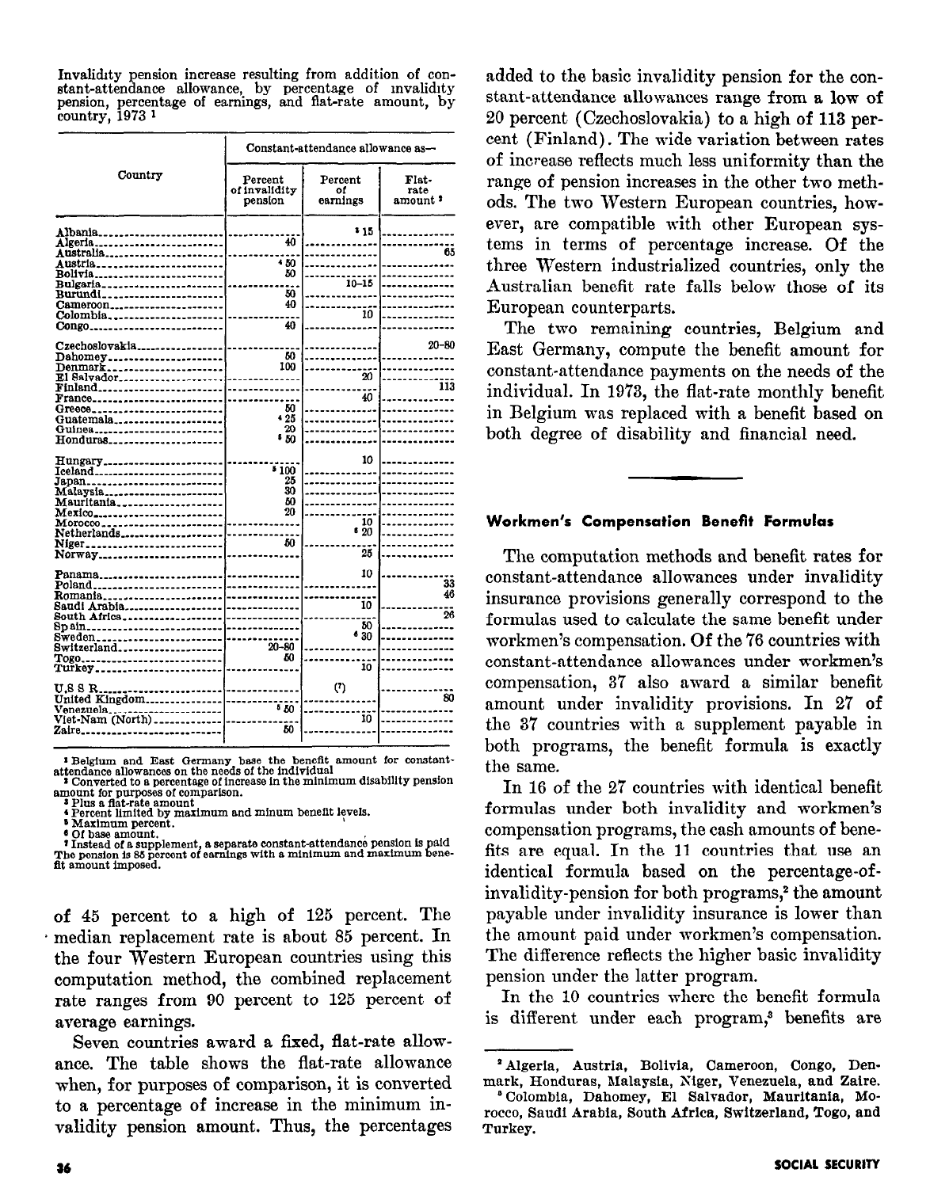Invalidity pension increase resulting from addition of constant-attendance allowance, by percentage of invalidity pension, percentage of earnings, and flat-rate amount, by country, 1973 [1]

| Country | Constant-attendance allowance as— | | |
|---|---|---|---|
| | Percent of invalidity pension | Percent of earnings | Flat-rate amount [2] |
| Albania | | [3] 15 | |
| Algeria | 40 | | |
| Australia | | | 65 |
| Austria | [4] 50 | | |
| Bolivia | 50 | | |
| Bulgaria | | 10–15 | |
| Burundi | 50 | | |
| Cameroon | 40 | | |
| Colombia | | 10 | |
| Congo | 40 | | |
| Czechoslovakia | | | 20–80 |
| Dahomey | 50 | | |
| Denmark | 100 | | |
| El Salvador | | 20 | |
| Finland | | | 113 |
| France | | 40 | |
| Greece | 50 | | |
| Guatemala | [4] 25 | | |
| Guinea | 20 | | |
| Honduras | [5] 50 | | |
| Hungary | | 10 | |
| Iceland | [5] 100 | | |
| Japan | 25 | | |
| Malaysia | 30 | | |
| Mauritania | 50 | | |
| Mexico | 20 | | |
| Morocco | | 10 | |
| Netherlands | | [6] 20 | |
| Niger | 50 | | |
| Norway | | 25 | |
| Panama | | 10 | |
| Poland | | | 33 |
| Romania | | | 46 |
| Saudi Arabia | | 10 | |
| South Africa | | | 26 |
| Spain | | 50 | |
| Sweden | | [6] 30 | |
| Switzerland | 20–80 | | |
| Togo | 50 | | |
| Turkey | | 10 | |
| U.S.S.R. | | (7) | |
| United Kingdom | | | 80 |
| Venezuela | [5] 50 | | |
| Viet-Nam (North) | | 10 | |
| Zaire | 50 | | |

[1] Belgium and East Germany base the benefit amount for constant-attendance allowances on the needs of the individual

[2] Converted to a percentage of increase in the minimum disability pension amount for purposes of comparison.

[3] Plus a flat-rate amount

[4] Percent limited by maximum and minum benefit levels.

[5] Maximum percent.

[6] Of base amount.

[7] Instead of a supplement, a separate constant-attendance pension is paid The pension is 85 percent of earnings with a minimum and maximum benefit amount imposed.

of 45 percent to a high of 125 percent. The median replacement rate is about 85 percent. In the four Western European countries using this computation method, the combined replacement rate ranges from 90 percent to 125 percent of average earnings.

Seven countries award a fixed, flat-rate allowance. The table shows the flat-rate allowance when, for purposes of comparison, it is converted to a percentage of increase in the minimum invalidity pension amount. Thus, the percentages added to the basic invalidity pension for the constant-attendance allowances range from a low of 20 percent (Czechoslovakia) to a high of 113 percent (Finland). The wide variation between rates of increase reflects much less uniformity than the range of pension increases in the other two methods. The two Western European countries, however, are compatible with other European systems in terms of percentage increase. Of the three Western industrialized countries, only the Australian benefit rate falls below those of its European counterparts.

The two remaining countries, Belgium and East Germany, compute the benefit amount for constant-attendance payments on the needs of the individual. In 1973, the flat-rate monthly benefit in Belgium was replaced with a benefit based on both degree of disability and financial need.

## Workmen's Compensation Benefit Formulas

The computation methods and benefit rates for constant-attendance allowances under invalidity insurance provisions generally correspond to the formulas used to calculate the same benefit under workmen's compensation. Of the 76 countries with constant-attendance allowances under workmen's compensation, 37 also award a similar benefit amount under invalidity provisions. In 27 of the 37 countries with a supplement payable in both programs, the benefit formula is exactly the same.

In 16 of the 27 countries with identical benefit formulas under both invalidity and workmen's compensation programs, the cash amounts of benefits are equal. In the 11 countries that use an identical formula based on the percentage-of-invalidity-pension for both programs,[2] the amount payable under invalidity insurance is lower than the amount paid under workmen's compensation. The difference reflects the higher basic invalidity pension under the latter program.

In the 10 countries where the benefit formula is different under each program,[3] benefits are

[2] Algeria, Austria, Bolivia, Cameroon, Congo, Denmark, Honduras, Malaysia, Niger, Venezuela, and Zaire.

[3] Colombia, Dahomey, El Salvador, Mauritania, Morocco, Saudi Arabia, South Africa, Switzerland, Togo, and Turkey.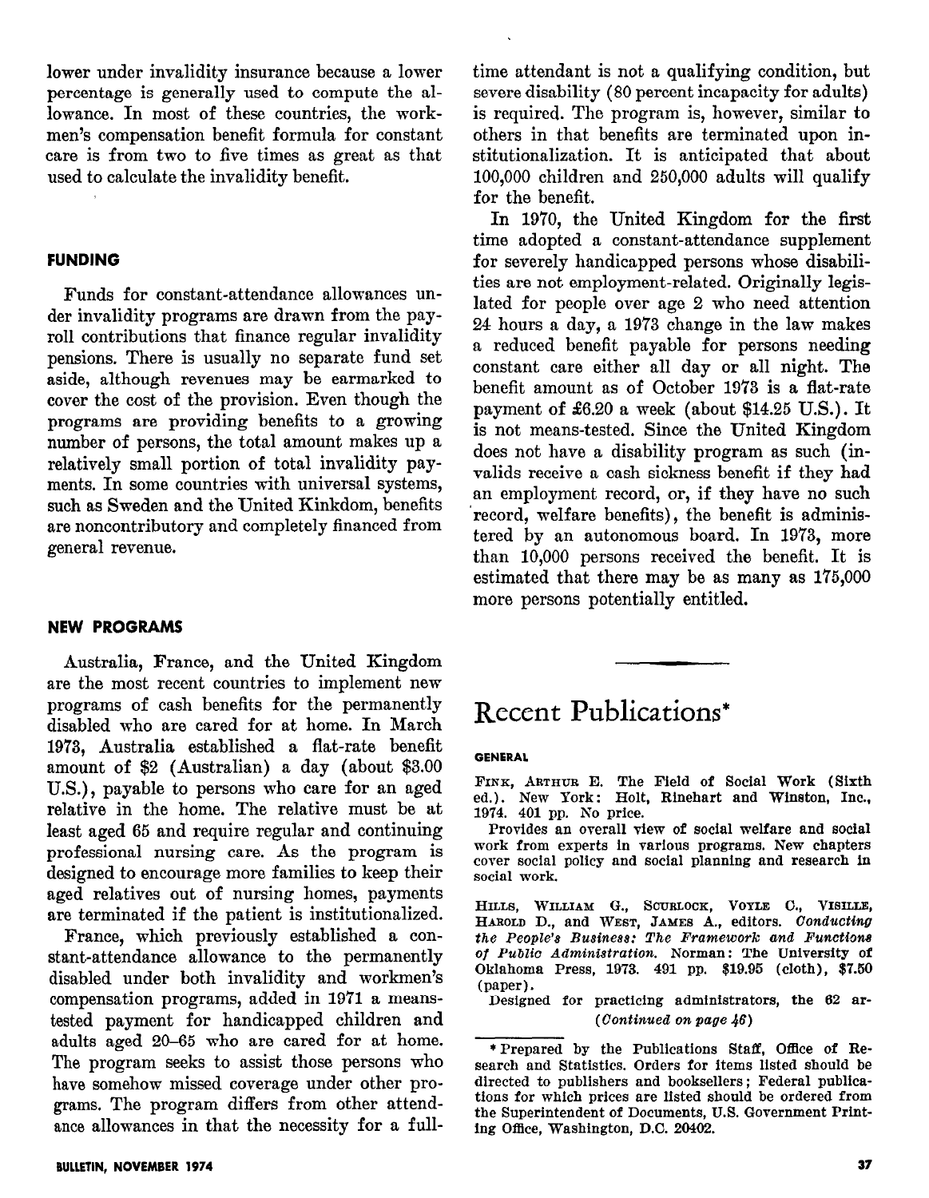lower under invalidity insurance because a lower percentage is generally used to compute the allowance. In most of these countries, the workmen's compensation benefit formula for constant care is from two to five times as great as that used to calculate the invalidity benefit.

## FUNDING

Funds for constant-attendance allowances under invalidity programs are drawn from the payroll contributions that finance regular invalidity pensions. There is usually no separate fund set aside, although revenues may be earmarked to cover the cost of the provision. Even though the programs are providing benefits to a growing number of persons, the total amount makes up a relatively small portion of total invalidity payments. In some countries with universal systems, such as Sweden and the United Kinkdom, benefits are noncontributory and completely financed from general revenue.

## NEW PROGRAMS

Australia, France, and the United Kingdom are the most recent countries to implement new programs of cash benefits for the permanently disabled who are cared for at home. In March 1973, Australia established a flat-rate benefit amount of $2 (Australian) a day (about $3.00 U.S.), payable to persons who care for an aged relative in the home. The relative must be at least aged 65 and require regular and continuing professional nursing care. As the program is designed to encourage more families to keep their aged relatives out of nursing homes, payments are terminated if the patient is institutionalized.

France, which previously established a constant-attendance allowance to the permanently disabled under both invalidity and workmen's compensation programs, added in 1971 a means-tested payment for handicapped children and adults aged 20–65 who are cared for at home. The program seeks to assist those persons who have somehow missed coverage under other programs. The program differs from other attendance allowances in that the necessity for a full-time attendant is not a qualifying condition, but severe disability (80 percent incapacity for adults) is required. The program is, however, similar to others in that benefits are terminated upon institutionalization. It is anticipated that about 100,000 children and 250,000 adults will qualify for the benefit.

In 1970, the United Kingdom for the first time adopted a constant-attendance supplement for severely handicapped persons whose disabilities are not employment-related. Originally legislated for people over age 2 who need attention 24 hours a day, a 1973 change in the law makes a reduced benefit payable for persons needing constant care either all day or all night. The benefit amount as of October 1973 is a flat-rate payment of £6.20 a week (about $14.25 U.S.). It is not means-tested. Since the United Kingdom does not have a disability program as such (invalids receive a cash sickness benefit if they had an employment record, or, if they have no such record, welfare benefits), the benefit is administered by an autonomous board. In 1973, more than 10,000 persons received the benefit. It is estimated that there may be as many as 175,000 more persons potentially entitled.

# Recent Publications*

### GENERAL

FINK, ARTHUR E. The Field of Social Work (Sixth ed.). New York: Holt, Rinehart and Winston, Inc., 1974. 401 pp. No price.

Provides an overall view of social welfare and social work from experts in various programs. New chapters cover social policy and social planning and research in social work.

HILLS, WILLIAM G., SCURLOCK, VOYLE C., VISILLE, HAROLD D., and WEST, JAMES A., editors. *Conducting the People's Business: The Framework and Functions of Public Administration.* Norman: The University of Oklahoma Press, 1973. 491 pp. $19.95 (cloth), $7.50 (paper).

Designed for practicing administrators, the 62 ar-

*(Continued on page 46)*

* Prepared by the Publications Staff, Office of Research and Statistics. Orders for items listed should be directed to publishers and booksellers; Federal publications for which prices are listed should be ordered from the Superintendent of Documents, U.S. Government Printing Office, Washington, D.C. 20402.